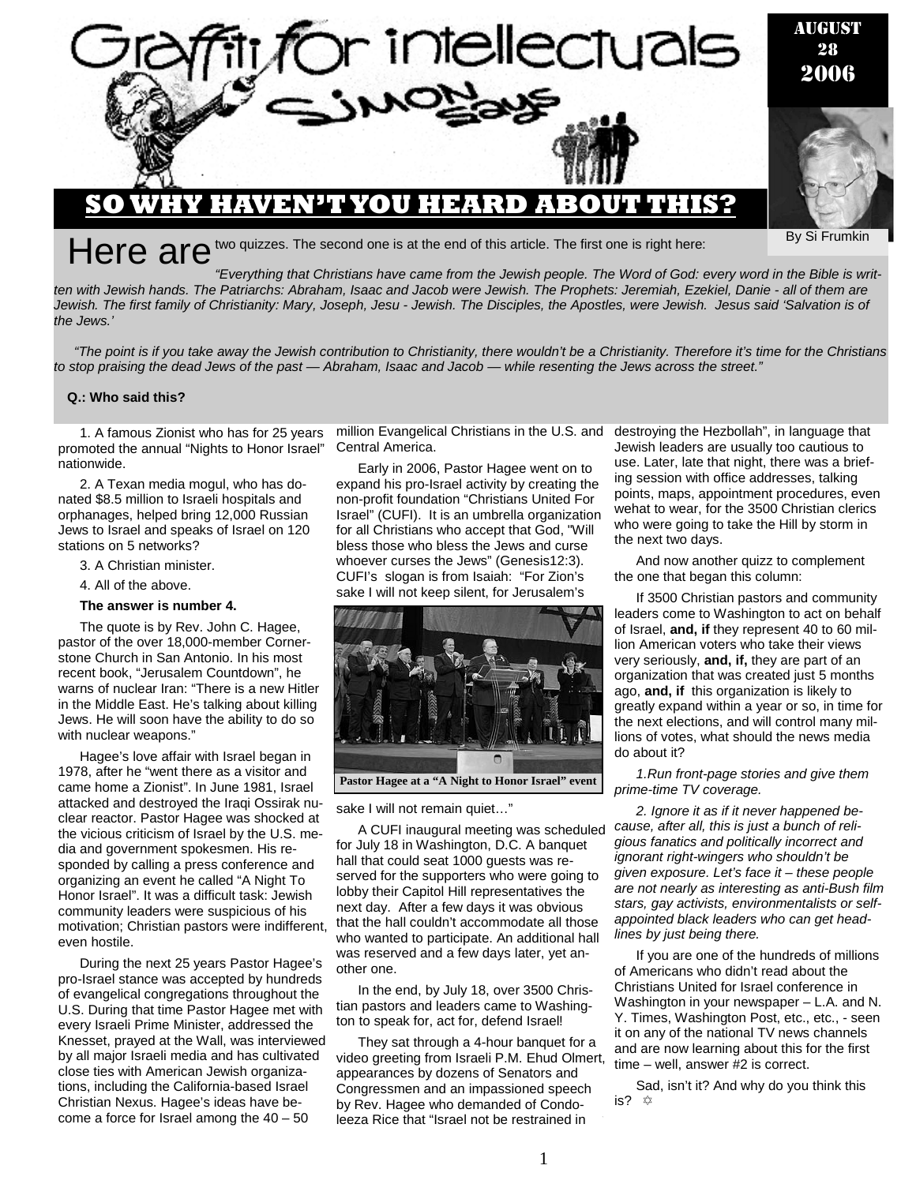# Graffiti for intellectuals

## Simon Says

August 28 2006

By Si Frumkin

## SO WHY HAVEN'T YOU HEARD ABOUT THIS?

Here are two quizzes. The second one is at the end of this article. The first one is right here:

*"Everything that Christians have came from the Jewish people. The Word of God: every word in the Bible is written with Jewish hands. The Patriarchs: Abraham, Isaac and Jacob were Jewish. The Prophets: Jeremiah, Ezekiel, Danie - all of them are Jewish. The first family of Christianity: Mary, Joseph, Jesu - Jewish. The Disciples, the Apostles, were Jewish. Jesus said 'Salvation is of the Jews.'*

*"The point is if you take away the Jewish contribution to Christianity, there wouldn't be a Christianity. Therefore it's time for the Christians to stop praising the dead Jews of the past — Abraham, Isaac and Jacob — while resenting the Jews across the street."*

**Q.: Who said this?**

1. A famous Zionist who has for 25 years promoted the annual "Nights to Honor Israel" nationwide.

2. A Texan media mogul, who has donated $8.5 million to Israeli hospitals and orphanages, helped bring 12,000 Russian Jews to Israel and speaks of Israel on 120 stations on 5 networks?

3. A Christian minister.

4. All of the above.

**The answer is number 4.**

The quote is by Rev. John C. Hagee, pastor of the over 18,000-member Cornerstone Church in San Antonio. In his most recent book, "Jerusalem Countdown", he warns of nuclear Iran: "There is a new Hitler in the Middle East. He's talking about killing Jews. He will soon have the ability to do so with nuclear weapons."

Hagee's love affair with Israel began in 1978, after he "went there as a visitor and came home a Zionist". In June 1981, Israel attacked and destroyed the Iraqi Ossirak nuclear reactor. Pastor Hagee was shocked at the vicious criticism of Israel by the U.S. media and government spokesmen. His responded by calling a press conference and organizing an event he called "A Night To Honor Israel". It was a difficult task: Jewish community leaders were suspicious of his motivation; Christian pastors were indifferent, even hostile.

During the next 25 years Pastor Hagee's pro-Israel stance was accepted by hundreds of evangelical congregations throughout the U.S. During that time Pastor Hagee met with every Israeli Prime Minister, addressed the Knesset, prayed at the Wall, was interviewed by all major Israeli media and has cultivated close ties with American Jewish organizations, including the California-based Israel Christian Nexus. Hagee's ideas have become a force for Israel among the 40 – 50 million Evangelical Christians in the U.S. and Central America.

Early in 2006, Pastor Hagee went on to expand his pro-Israel activity by creating the non-profit foundation "Christians United For Israel" (CUFI). It is an umbrella organization for all Christians who accept that God, "Will bless those who bless the Jews and curse whoever curses the Jews" (Genesis12:3). CUFI's slogan is from Isaiah: "For Zion's sake I will not keep silent, for Jerusalem's sake I will not remain quiet…"

**Pastor Hagee at a "A Night to Honor Israel" event**

A CUFI inaugural meeting was scheduled for July 18 in Washington, D.C. A banquet hall that could seat 1000 guests was reserved for the supporters who were going to lobby their Capitol Hill representatives the next day. After a few days it was obvious that the hall couldn't accommodate all those who wanted to participate. An additional hall was reserved and a few days later, yet another one.

In the end, by July 18, over 3500 Christian pastors and leaders came to Washington to speak for, act for, defend Israel!

They sat through a 4-hour banquet for a video greeting from Israeli P.M. Ehud Olmert, appearances by dozens of Senators and Congressmen and an impassioned speech by Rev. Hagee who demanded of Condoleeza Rice that "Israel not be restrained in destroying the Hezbollah", in language that Jewish leaders are usually too cautious to use. Later, late that night, there was a briefing session with office addresses, talking points, maps, appointment procedures, even wehat to wear, for the 3500 Christian clerics who were going to take the Hill by storm in the next two days.

And now another quizz to complement the one that began this column:

If 3500 Christian pastors and community leaders come to Washington to act on behalf of Israel, **and, if** they represent 40 to 60 million American voters who take their views very seriously, **and, if,** they are part of an organization that was created just 5 months ago, **and, if** this organization is likely to greatly expand within a year or so, in time for the next elections, and will control many millions of votes, what should the news media do about it?

*1.Run front-page stories and give them prime-time TV coverage.*

*2. Ignore it as if it never happened because, after all, this is just a bunch of religious fanatics and politically incorrect and ignorant right-wingers who shouldn't be given exposure. Let's face it – these people are not nearly as interesting as anti-Bush film stars, gay activists, environmentalists or self-appointed black leaders who can get headlines by just being there.*

If you are one of the hundreds of millions of Americans who didn't read about the Christians United for Israel conference in Washington in your newspaper – L.A. and N. Y. Times, Washington Post, etc., etc., - seen it on any of the national TV news channels and are now learning about this for the first time – well, answer #2 is correct.

Sad, isn't it? And why do you think this is? ✡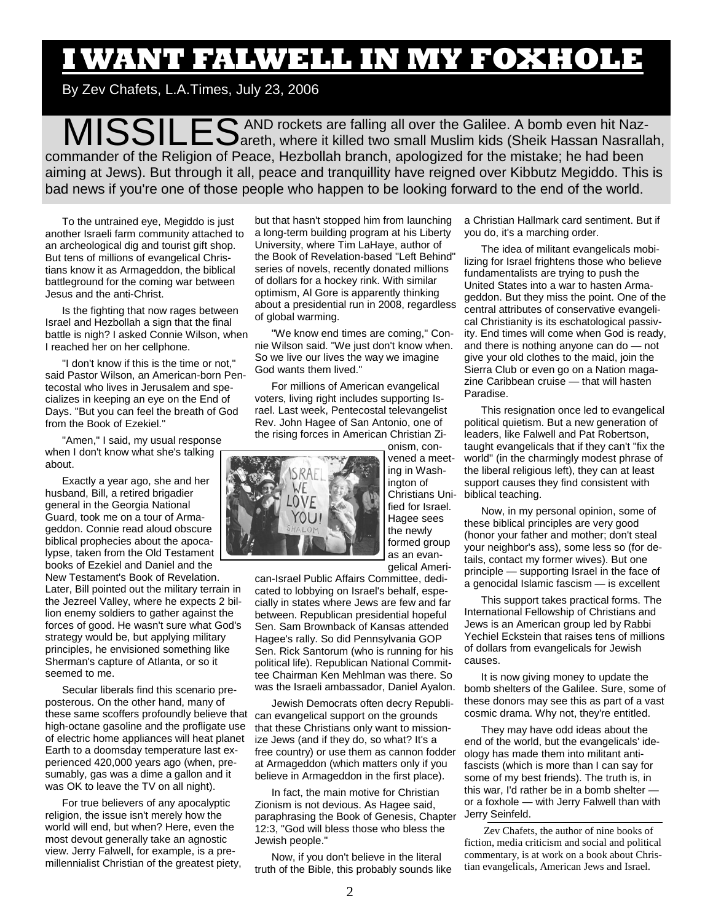# I WANT FALWELL IN MY FOXHOLE

By Zev Chafets, L.A.Times, July 23, 2006

MISSILES AND rockets are falling all over the Galilee. A bomb even hit Nazareth, where it killed two small Muslim kids (Sheik Hassan Nasrallah, commander of the Religion of Peace, Hezbollah branch, apologized for the mistake; he had been aiming at Jews). But through it all, peace and tranquillity have reigned over Kibbutz Megiddo. This is bad news if you're one of those people who happen to be looking forward to the end of the world.

To the untrained eye, Megiddo is just another Israeli farm community attached to an archeological dig and tourist gift shop. But tens of millions of evangelical Christians know it as Armageddon, the biblical battleground for the coming war between Jesus and the anti-Christ.

Is the fighting that now rages between Israel and Hezbollah a sign that the final battle is nigh? I asked Connie Wilson, when I reached her on her cellphone.

"I don't know if this is the time or not," said Pastor Wilson, an American-born Pentecostal who lives in Jerusalem and specializes in keeping an eye on the End of Days. "But you can feel the breath of God from the Book of Ezekiel."

"Amen," I said, my usual response when I don't know what she's talking about.

Exactly a year ago, she and her husband, Bill, a retired brigadier general in the Georgia National Guard, took me on a tour of Armageddon. Connie read aloud obscure biblical prophecies about the apocalypse, taken from the Old Testament books of Ezekiel and Daniel and the New Testament's Book of Revelation. Later, Bill pointed out the military terrain in the Jezreel Valley, where he expects 2 billion enemy soldiers to gather against the forces of good. He wasn't sure what God's strategy would be, but applying military principles, he envisioned something like Sherman's capture of Atlanta, or so it seemed to me.

Secular liberals find this scenario preposterous. On the other hand, many of these same scoffers profoundly believe that high-octane gasoline and the profligate use of electric home appliances will heat planet Earth to a doomsday temperature last experienced 420,000 years ago (when, presumably, gas was a dime a gallon and it was OK to leave the TV on all night).

For true believers of any apocalyptic religion, the issue isn't merely how the world will end, but when? Here, even the most devout generally take an agnostic view. Jerry Falwell, for example, is a premillennialist Christian of the greatest piety, but that hasn't stopped him from launching a long-term building program at his Liberty University, where Tim LaHaye, author of the Book of Revelation-based "Left Behind" series of novels, recently donated millions of dollars for a hockey rink. With similar optimism, Al Gore is apparently thinking about a presidential run in 2008, regardless of global warming.

"We know end times are coming," Connie Wilson said. "We just don't know when. So we live our lives the way we imagine God wants them lived."

For millions of American evangelical voters, living right includes supporting Israel. Last week, Pentecostal televangelist Rev. John Hagee of San Antonio, one of the rising forces in American Christian Zionism, convened a meeting in Washington of Christians United for Israel. Hagee sees the newly formed group as an evangelical American-Israel Public Affairs Committee, dedicated to lobbying on Israel's behalf, especially in states where Jews are few and far between. Republican presidential hopeful Sen. Sam Brownback of Kansas attended Hagee's rally. So did Pennsylvania GOP Sen. Rick Santorum (who is running for his political life). Republican National Committee Chairman Ken Mehlman was there. So was the Israeli ambassador, Daniel Ayalon.

Jewish Democrats often decry Republican evangelical support on the grounds that these Christians only want to missionize Jews (and if they do, so what? It's a free country) or use them as cannon fodder at Armageddon (which matters only if you believe in Armageddon in the first place).

In fact, the main motive for Christian Zionism is not devious. As Hagee said, paraphrasing the Book of Genesis, Chapter 12:3, "God will bless those who bless the Jewish people."

Now, if you don't believe in the literal truth of the Bible, this probably sounds like a Christian Hallmark card sentiment. But if you do, it's a marching order.

The idea of militant evangelicals mobilizing for Israel frightens those who believe fundamentalists are trying to push the United States into a war to hasten Armageddon. But they miss the point. One of the central attributes of conservative evangelical Christianity is its eschatological passivity. End times will come when God is ready, and there is nothing anyone can do — not give your old clothes to the maid, join the Sierra Club or even go on a Nation magazine Caribbean cruise — that will hasten Paradise.

This resignation once led to evangelical political quietism. But a new generation of leaders, like Falwell and Pat Robertson, taught evangelicals that if they can't "fix the world" (in the charmingly modest phrase of the liberal religious left), they can at least support causes they find consistent with biblical teaching.

Now, in my personal opinion, some of these biblical principles are very good (honor your father and mother; don't steal your neighbor's ass), some less so (for details, contact my former wives). But one principle — supporting Israel in the face of a genocidal Islamic fascism — is excellent

This support takes practical forms. The International Fellowship of Christians and Jews is an American group led by Rabbi Yechiel Eckstein that raises tens of millions of dollars from evangelicals for Jewish causes.

It is now giving money to update the bomb shelters of the Galilee. Sure, some of these donors may see this as part of a vast cosmic drama. Why not, they're entitled.

They may have odd ideas about the end of the world, but the evangelicals' ideology has made them into militant antifascists (which is more than I can say for some of my best friends). The truth is, in this war, I'd rather be in a bomb shelter — or a foxhole — with Jerry Falwell than with Jerry Seinfeld.

Zev Chafets, the author of nine books of fiction, media criticism and social and political commentary, is at work on a book about Christian evangelicals, American Jews and Israel.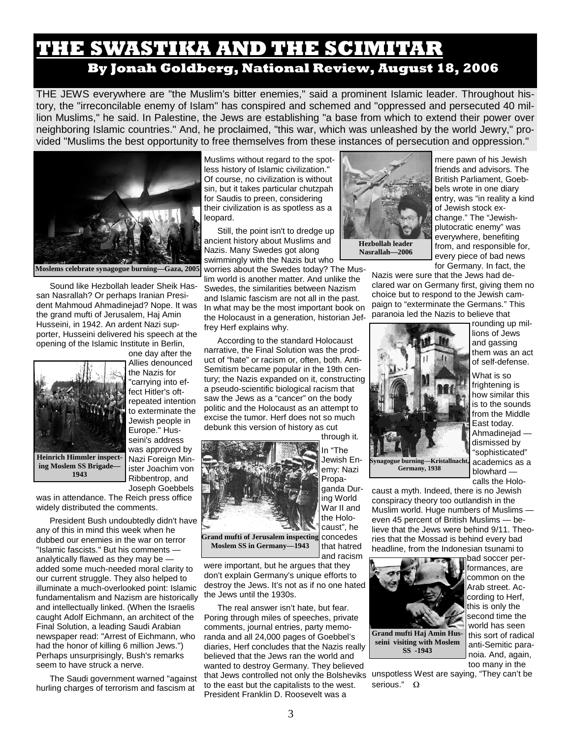# THE SWASTIKA AND THE SCIMITAR

## By Jonah Goldberg, National Review, August 18, 2006

THE JEWS everywhere are "the Muslim's bitter enemies," said a prominent Islamic leader. Throughout history, the "irreconcilable enemy of Islam" has conspired and schemed and "oppressed and persecuted 40 million Muslims," he said. In Palestine, the Jews are establishing "a base from which to extend their power over neighboring Islamic countries." And, he proclaimed, "this war, which was unleashed by the world Jewry," provided "Muslims the best opportunity to free themselves from these instances of persecution and oppression."

**Moslems celebrate synagogue burning—Gaza, 2005**

Sound like Hezbollah leader Sheik Hassan Nasrallah? Or perhaps Iranian President Mahmoud Ahmadinejad? Nope. It was the grand mufti of Jerusalem, Haj Amin Husseini, in 1942. An ardent Nazi supporter, Husseini delivered his speech at the opening of the Islamic Institute in Berlin, one day after the Allies denounced the Nazis for "carrying into effect Hitler's oft-repeated intention to exterminate the Jewish people in Europe." Husseini's address was approved by Nazi Foreign Minister Joachim von Ribbentrop, and Joseph Goebbels was in attendance. The Reich press office widely distributed the comments.

**Heinrich Himmler inspecting Moslem SS Brigade—1943**

President Bush undoubtedly didn't have any of this in mind this week when he dubbed our enemies in the war on terror "Islamic fascists." But his comments — analytically flawed as they may be — added some much-needed moral clarity to our current struggle. They also helped to illuminate a much-overlooked point: Islamic fundamentalism and Nazism are historically and intellectually linked. (When the Israelis caught Adolf Eichmann, an architect of the Final Solution, a leading Saudi Arabian newspaper read: "Arrest of Eichmann, who had the honor of killing 6 million Jews.") Perhaps unsurprisingly, Bush's remarks seem to have struck a nerve.

The Saudi government warned "against hurling charges of terrorism and fascism at Muslims without regard to the spotless history of Islamic civilization." Of course, no civilization is without sin, but it takes particular chutzpah for Saudis to preen, considering their civilization is as spotless as a leopard.

Still, the point isn't to dredge up ancient history about Muslims and Nazis. Many Swedes got along swimmingly with the Nazis but who worries about the Swedes today? The Muslim world is another matter. And unlike the Swedes, the similarities between Nazism and Islamic fascism are not all in the past. In what may be the most important book on the Holocaust in a generation, historian Jeffrey Herf explains why.

According to the standard Holocaust narrative, the Final Solution was the product of "hate" or racism or, often, both. Anti-Semitism became popular in the 19th century; the Nazis expanded on it, constructing a pseudo-scientific biological racism that saw the Jews as a "cancer" on the body politic and the Holocaust as an attempt to excise the tumor. Herf does not so much debunk this version of history as cut through it.

**Grand mufti of Jerusalem inspecting Moslem SS in Germany—1943**

In "The Jewish Enemy: Nazi Propaganda During World War II and the Holocaust", he concedes that hatred and racism were important, but he argues that they don't explain Germany's unique efforts to destroy the Jews. It's not as if no one hated the Jews until the 1930s.

The real answer isn't hate, but fear. Poring through miles of speeches, private comments, journal entries, party memoranda and all 24,000 pages of Goebbel's diaries, Herf concludes that the Nazis really believed that the Jews ran the world and wanted to destroy Germany. They believed that Jews controlled not only the Bolsheviks to the east but the capitalists to the west. President Franklin D. Roosevelt was a mere pawn of his Jewish friends and advisors. The British Parliament, Goebbels wrote in one diary entry, was "in reality a kind of Jewish stock exchange." The "Jewish-plutocratic enemy" was everywhere, benefiting from, and responsible for, every piece of bad news for Germany. In fact, the Nazis were sure that the Jews had declared war on Germany first, giving them no choice but to respond to the Jewish campaign to "exterminate the Germans." This paranoia led the Nazis to believe that rounding up millions of Jews and gassing them was an act of self-defense.

**Hezbollah leader Nasrallah—2006**

**Synagogue burning—Kristallnacht, Germany, 1938**

What is so frightening is how similar this is to the sounds from the Middle East today. Ahmadinejad — dismissed by "sophisticated" academics as a blowhard — calls the Holocaust a myth. Indeed, there is no Jewish conspiracy theory too outlandish in the Muslim world. Huge numbers of Muslims — even 45 percent of British Muslims — believe that the Jews were behind 9/11. Theories that the Mossad is behind every bad headline, from the Indonesian tsunami to bad soccer performances, are common on the Arab street. According to Herf, this is only the second time the world has seen this sort of radical anti-Semitic paranoia. And, again, too many in the unspotless West are saying, "They can't be serious." Ω

**Grand mufti Haj Amin Husseini visiting with Moslem SS -1943**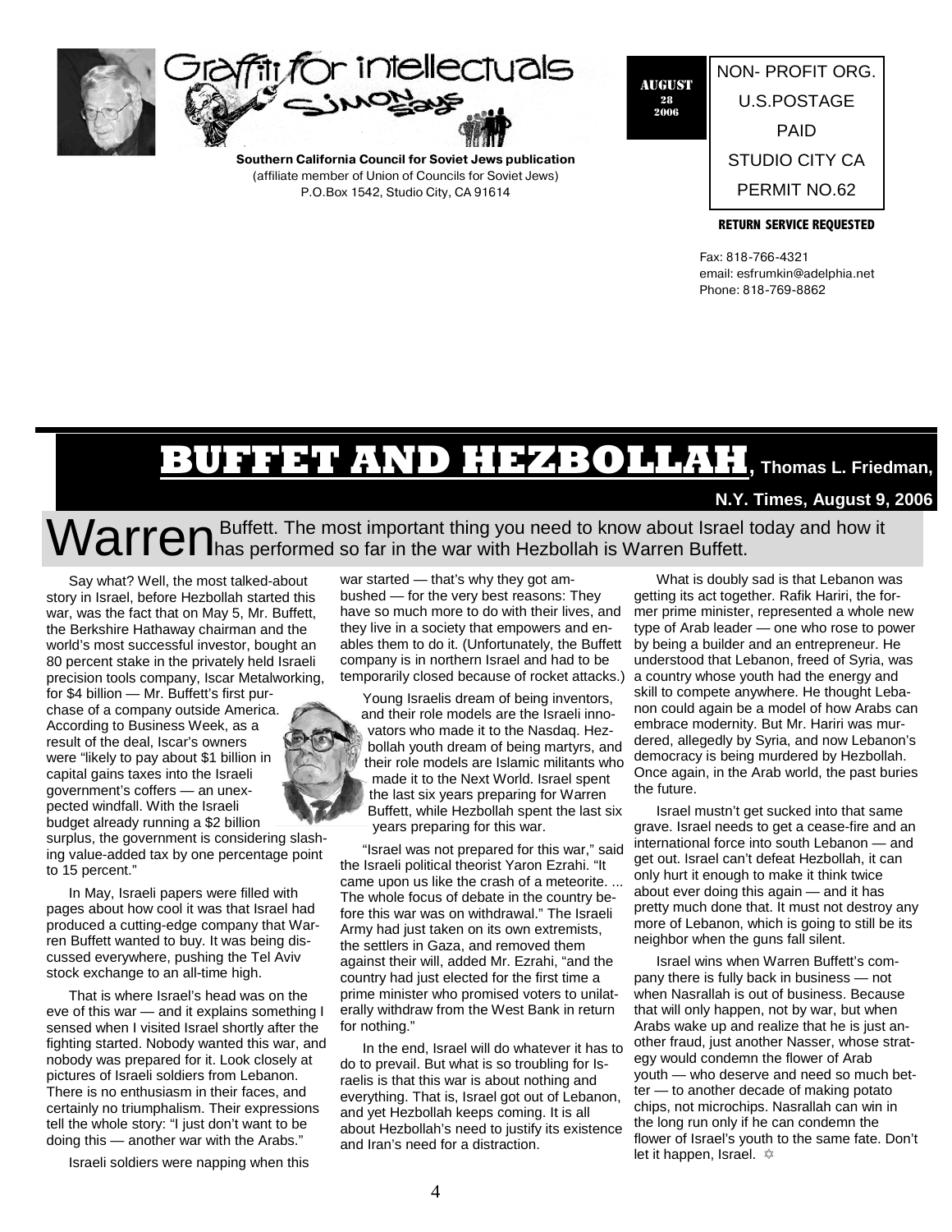Graffiti for intellectuals

SIMON says

**Southern California Council for Soviet Jews publication**
(affiliate member of Union of Councils for Soviet Jews)
P.O.Box 1542, Studio City, CA 91614

**AUGUST 28 2006**

NON- PROFIT ORG.
U.S.POSTAGE
PAID
STUDIO CITY CA
PERMIT NO.62

**RETURN SERVICE REQUESTED**

Fax: 818-766-4321
email: esfrumkin@adelphia.net
Phone: 818-769-8862

# BUFFET AND HEZBOLLAH, Thomas L. Friedman, N.Y. Times, August 9, 2006

Warren Buffett. The most important thing you need to know about Israel today and how it has performed so far in the war with Hezbollah is Warren Buffett.

Say what? Well, the most talked-about story in Israel, before Hezbollah started this war, was the fact that on May 5, Mr. Buffett, the Berkshire Hathaway chairman and the world's most successful investor, bought an 80 percent stake in the privately held Israeli precision tools company, Iscar Metalworking, for $4 billion — Mr. Buffett's first purchase of a company outside America. According to Business Week, as a result of the deal, Iscar's owners were "likely to pay about $1 billion in capital gains taxes into the Israeli government's coffers — an unexpected windfall. With the Israeli budget already running a $2 billion surplus, the government is considering slashing value-added tax by one percentage point to 15 percent."

In May, Israeli papers were filled with pages about how cool it was that Israel had produced a cutting-edge company that Warren Buffett wanted to buy. It was being discussed everywhere, pushing the Tel Aviv stock exchange to an all-time high.

That is where Israel's head was on the eve of this war — and it explains something I sensed when I visited Israel shortly after the fighting started. Nobody wanted this war, and nobody was prepared for it. Look closely at pictures of Israeli soldiers from Lebanon. There is no enthusiasm in their faces, and certainly no triumphalism. Their expressions tell the whole story: "I just don't want to be doing this — another war with the Arabs."

Israeli soldiers were napping when this war started — that's why they got ambushed — for the very best reasons: They have so much more to do with their lives, and they live in a society that empowers and enables them to do it. (Unfortunately, the Buffett company is in northern Israel and had to be temporarily closed because of rocket attacks.)

Young Israelis dream of being inventors, and their role models are the Israeli innovators who made it to the Nasdaq. Hezbollah youth dream of being martyrs, and their role models are Islamic militants who made it to the Next World. Israel spent the last six years preparing for Warren Buffett, while Hezbollah spent the last six years preparing for this war.

"Israel was not prepared for this war," said the Israeli political theorist Yaron Ezrahi. "It came upon us like the crash of a meteorite. ... The whole focus of debate in the country before this war was on withdrawal." The Israeli Army had just taken on its own extremists, the settlers in Gaza, and removed them against their will, added Mr. Ezrahi, "and the country had just elected for the first time a prime minister who promised voters to unilaterally withdraw from the West Bank in return for nothing."

In the end, Israel will do whatever it has to do to prevail. But what is so troubling for Israelis is that this war is about nothing and everything. That is, Israel got out of Lebanon, and yet Hezbollah keeps coming. It is all about Hezbollah's need to justify its existence and Iran's need for a distraction.

What is doubly sad is that Lebanon was getting its act together. Rafik Hariri, the former prime minister, represented a whole new type of Arab leader — one who rose to power by being a builder and an entrepreneur. He understood that Lebanon, freed of Syria, was a country whose youth had the energy and skill to compete anywhere. He thought Lebanon could again be a model of how Arabs can embrace modernity. But Mr. Hariri was murdered, allegedly by Syria, and now Lebanon's democracy is being murdered by Hezbollah. Once again, in the Arab world, the past buries the future.

Israel mustn't get sucked into that same grave. Israel needs to get a cease-fire and an international force into south Lebanon — and get out. Israel can't defeat Hezbollah, it can only hurt it enough to make it think twice about ever doing this again — and it has pretty much done that. It must not destroy any more of Lebanon, which is going to still be its neighbor when the guns fall silent.

Israel wins when Warren Buffett's company there is fully back in business — not when Nasrallah is out of business. Because that will only happen, not by war, but when Arabs wake up and realize that he is just another fraud, just another Nasser, whose strategy would condemn the flower of Arab youth — who deserve and need so much better — to another decade of making potato chips, not microchips. Nasrallah can win in the long run only if he can condemn the flower of Israel's youth to the same fate. Don't let it happen, Israel. ✡